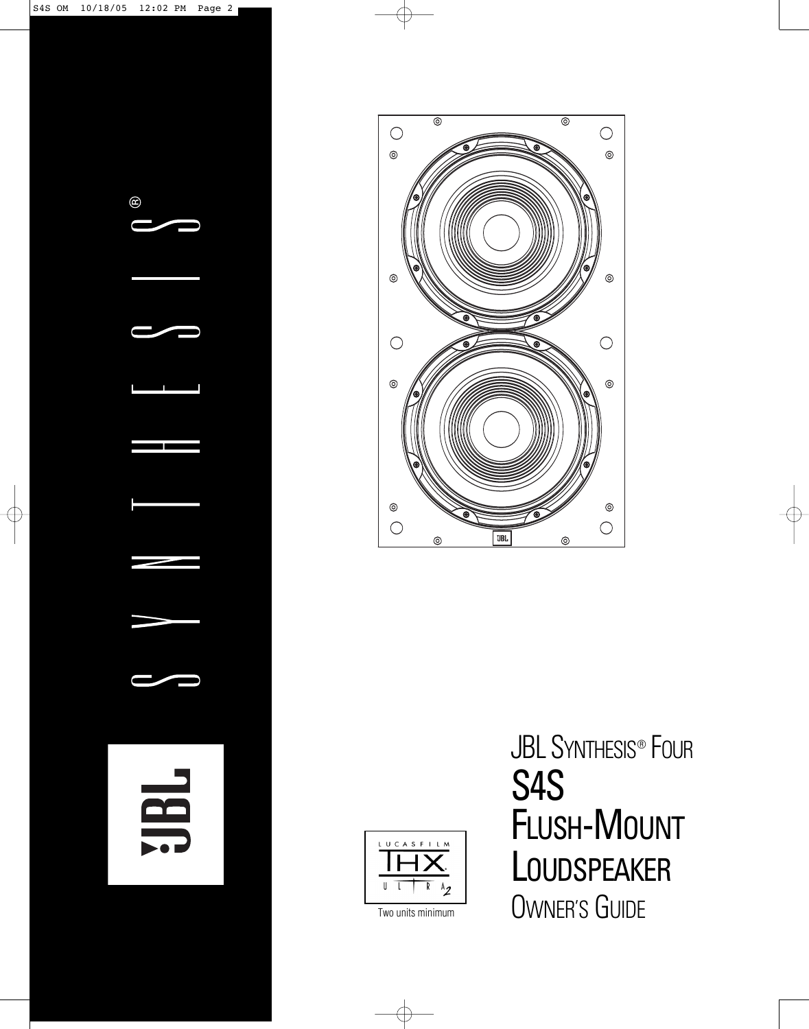# JBL Synthesis® Four

# S4S

# Flush-Mount Loudspeaker

## Owner's Guide

Lucasfilm THX Ultra2

Two units minimum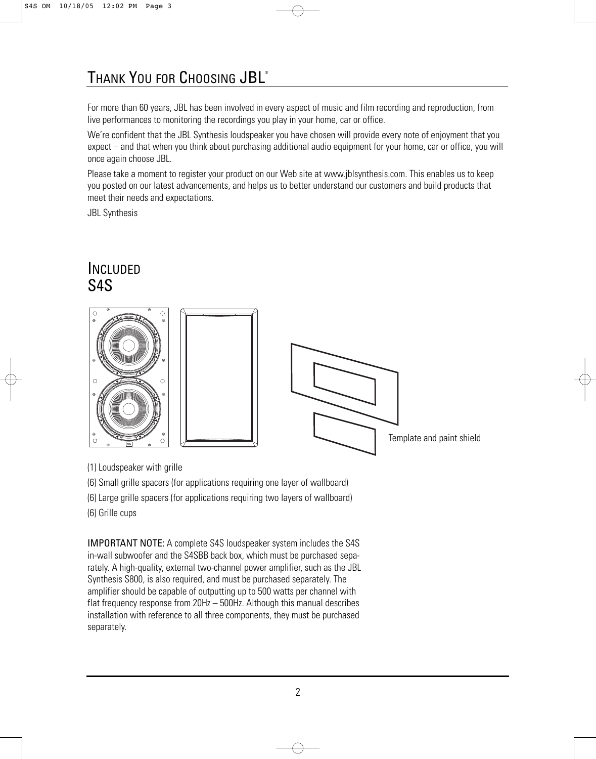# Thank You for Choosing JBL®

For more than 60 years, JBL has been involved in every aspect of music and film recording and reproduction, from live performances to monitoring the recordings you play in your home, car or office.

We're confident that the JBL Synthesis loudspeaker you have chosen will provide every note of enjoyment that you expect – and that when you think about purchasing additional audio equipment for your home, car or office, you will once again choose JBL.

Please take a moment to register your product on our Web site at www.jblsynthesis.com. This enables us to keep you posted on our latest advancements, and helps us to better understand our customers and build products that meet their needs and expectations.

JBL Synthesis

# Included

## S4S

Template and paint shield

(1) Loudspeaker with grille

(6) Small grille spacers (for applications requiring one layer of wallboard)

(6) Large grille spacers (for applications requiring two layers of wallboard)

(6) Grille cups

**IMPORTANT NOTE:** A complete S4S loudspeaker system includes the S4S in-wall subwoofer and the S4SBB back box, which must be purchased separately. A high-quality, external two-channel power amplifier, such as the JBL Synthesis S800, is also required, and must be purchased separately. The amplifier should be capable of outputting up to 500 watts per channel with flat frequency response from 20Hz – 500Hz. Although this manual describes installation with reference to all three components, they must be purchased separately.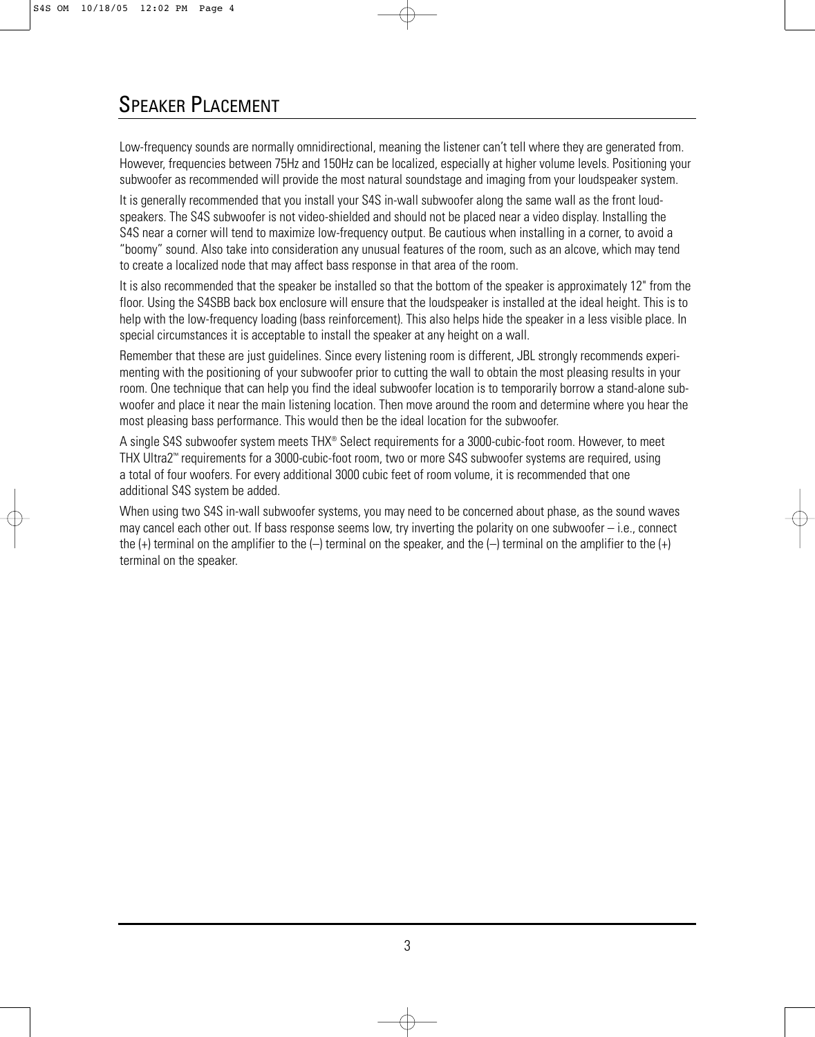# Speaker Placement

Low-frequency sounds are normally omnidirectional, meaning the listener can't tell where they are generated from. However, frequencies between 75Hz and 150Hz can be localized, especially at higher volume levels. Positioning your subwoofer as recommended will provide the most natural soundstage and imaging from your loudspeaker system.

It is generally recommended that you install your S4S in-wall subwoofer along the same wall as the front loudspeakers. The S4S subwoofer is not video-shielded and should not be placed near a video display. Installing the S4S near a corner will tend to maximize low-frequency output. Be cautious when installing in a corner, to avoid a "boomy" sound. Also take into consideration any unusual features of the room, such as an alcove, which may tend to create a localized node that may affect bass response in that area of the room.

It is also recommended that the speaker be installed so that the bottom of the speaker is approximately 12" from the floor. Using the S4SBB back box enclosure will ensure that the loudspeaker is installed at the ideal height. This is to help with the low-frequency loading (bass reinforcement). This also helps hide the speaker in a less visible place. In special circumstances it is acceptable to install the speaker at any height on a wall.

Remember that these are just guidelines. Since every listening room is different, JBL strongly recommends experimenting with the positioning of your subwoofer prior to cutting the wall to obtain the most pleasing results in your room. One technique that can help you find the ideal subwoofer location is to temporarily borrow a stand-alone subwoofer and place it near the main listening location. Then move around the room and determine where you hear the most pleasing bass performance. This would then be the ideal location for the subwoofer.

A single S4S subwoofer system meets THX® Select requirements for a 3000-cubic-foot room. However, to meet THX Ultra2™ requirements for a 3000-cubic-foot room, two or more S4S subwoofer systems are required, using a total of four woofers. For every additional 3000 cubic feet of room volume, it is recommended that one additional S4S system be added.

When using two S4S in-wall subwoofer systems, you may need to be concerned about phase, as the sound waves may cancel each other out. If bass response seems low, try inverting the polarity on one subwoofer – i.e., connect the (+) terminal on the amplifier to the (–) terminal on the speaker, and the (–) terminal on the amplifier to the (+) terminal on the speaker.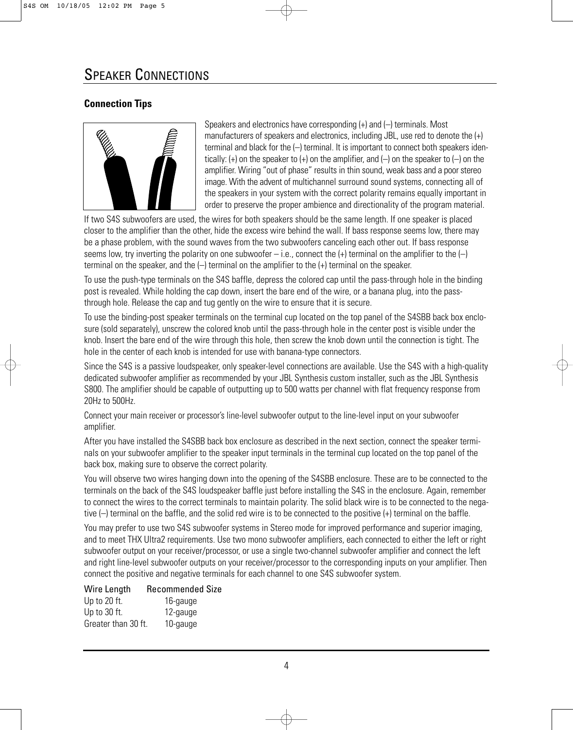# Speaker Connections

### Connection Tips

Speakers and electronics have corresponding (+) and (–) terminals. Most manufacturers of speakers and electronics, including JBL, use red to denote the (+) terminal and black for the (–) terminal. It is important to connect both speakers identically: (+) on the speaker to (+) on the amplifier, and (–) on the speaker to (–) on the amplifier. Wiring "out of phase" results in thin sound, weak bass and a poor stereo image. With the advent of multichannel surround sound systems, connecting all of the speakers in your system with the correct polarity remains equally important in order to preserve the proper ambience and directionality of the program material.

If two S4S subwoofers are used, the wires for both speakers should be the same length. If one speaker is placed closer to the amplifier than the other, hide the excess wire behind the wall. If bass response seems low, there may be a phase problem, with the sound waves from the two subwoofers canceling each other out. If bass response seems low, try inverting the polarity on one subwoofer – i.e., connect the (+) terminal on the amplifier to the (–) terminal on the speaker, and the (–) terminal on the amplifier to the (+) terminal on the speaker.

To use the push-type terminals on the S4S baffle, depress the colored cap until the pass-through hole in the binding post is revealed. While holding the cap down, insert the bare end of the wire, or a banana plug, into the pass-through hole. Release the cap and tug gently on the wire to ensure that it is secure.

To use the binding-post speaker terminals on the terminal cup located on the top panel of the S4SBB back box enclosure (sold separately), unscrew the colored knob until the pass-through hole in the center post is visible under the knob. Insert the bare end of the wire through this hole, then screw the knob down until the connection is tight. The hole in the center of each knob is intended for use with banana-type connectors.

Since the S4S is a passive loudspeaker, only speaker-level connections are available. Use the S4S with a high-quality dedicated subwoofer amplifier as recommended by your JBL Synthesis custom installer, such as the JBL Synthesis S800. The amplifier should be capable of outputting up to 500 watts per channel with flat frequency response from 20Hz to 500Hz.

Connect your main receiver or processor's line-level subwoofer output to the line-level input on your subwoofer amplifier.

After you have installed the S4SBB back box enclosure as described in the next section, connect the speaker terminals on your subwoofer amplifier to the speaker input terminals in the terminal cup located on the top panel of the back box, making sure to observe the correct polarity.

You will observe two wires hanging down into the opening of the S4SBB enclosure. These are to be connected to the terminals on the back of the S4S loudspeaker baffle just before installing the S4S in the enclosure. Again, remember to connect the wires to the correct terminals to maintain polarity. The solid black wire is to be connected to the negative (–) terminal on the baffle, and the solid red wire is to be connected to the positive (+) terminal on the baffle.

You may prefer to use two S4S subwoofer systems in Stereo mode for improved performance and superior imaging, and to meet THX Ultra2 requirements. Use two mono subwoofer amplifiers, each connected to either the left or right subwoofer output on your receiver/processor, or use a single two-channel subwoofer amplifier and connect the left and right line-level subwoofer outputs on your receiver/processor to the corresponding inputs on your amplifier. Then connect the positive and negative terminals for each channel to one S4S subwoofer system.

| Wire Length | Recommended Size |
|---|---|
| Up to 20 ft. | 16-gauge |
| Up to 30 ft. | 12-gauge |
| Greater than 30 ft. | 10-gauge |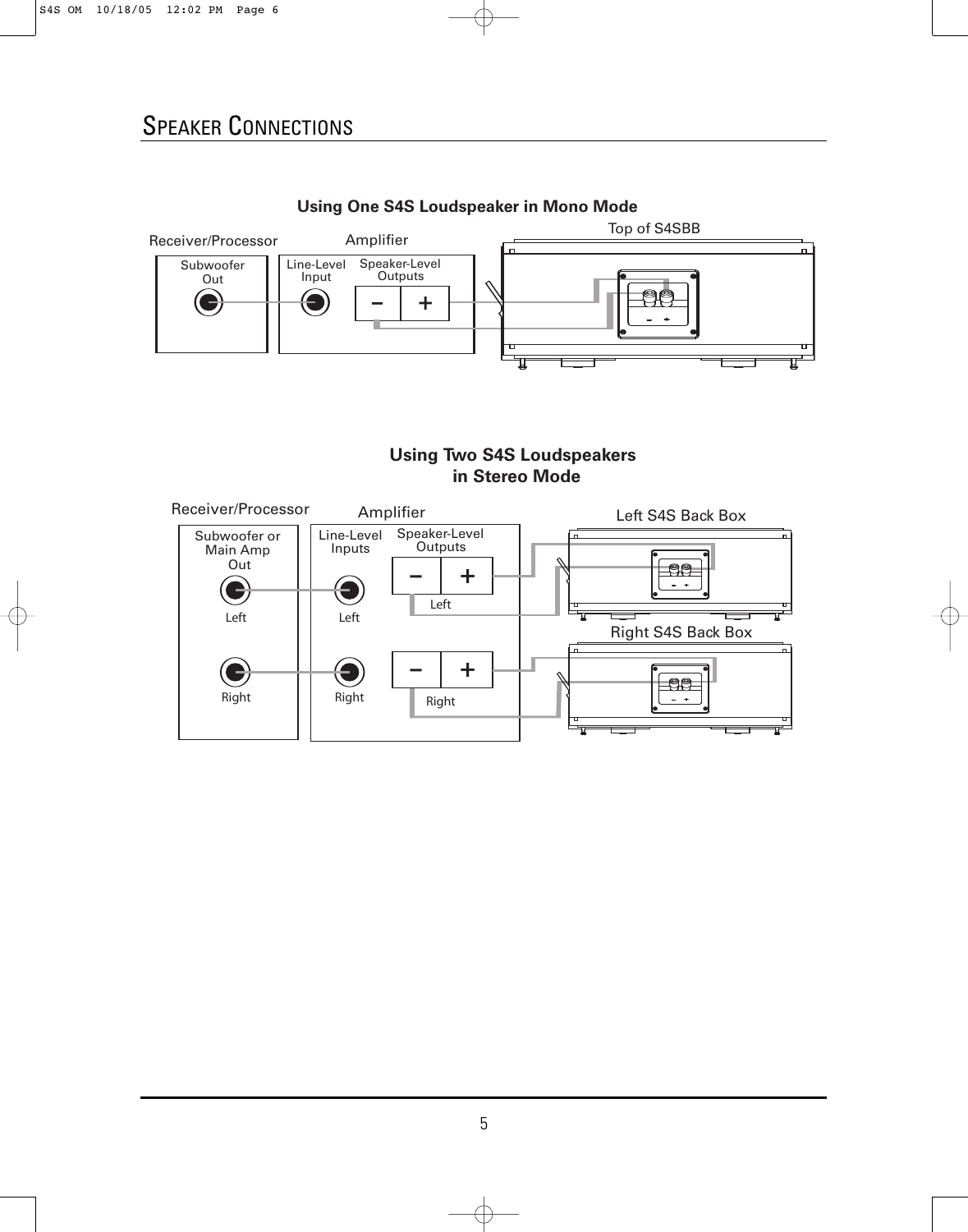# Speaker Connections

**Using One S4S Loudspeaker in Mono Mode**

Receiver/Processor

Subwoofer Out

Amplifier

Line-Level Input

Speaker-Level Outputs

– +

Top of S4SBB

**Using Two S4S Loudspeakers in Stereo Mode**

Receiver/Processor

Subwoofer or Main Amp Out

Left

Right

Amplifier

Line-Level Inputs

Left

Right

Speaker-Level Outputs

– +

Left

– +

Right

Left S4S Back Box

Right S4S Back Box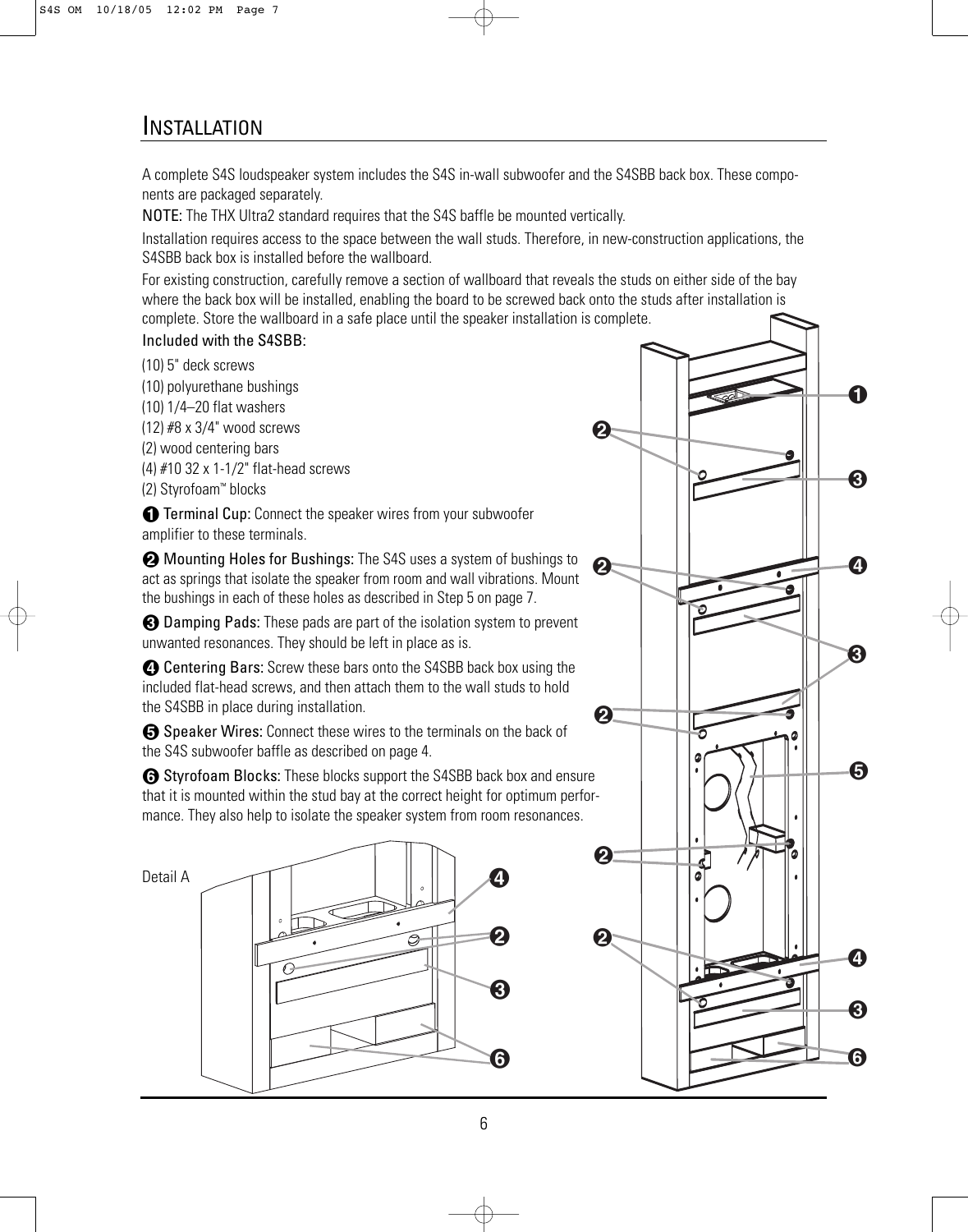# Installation

A complete S4S loudspeaker system includes the S4S in-wall subwoofer and the S4SBB back box. These components are packaged separately.

**NOTE:** The THX Ultra2 standard requires that the S4S baffle be mounted vertically.

Installation requires access to the space between the wall studs. Therefore, in new-construction applications, the S4SBB back box is installed before the wallboard.

For existing construction, carefully remove a section of wallboard that reveals the studs on either side of the bay where the back box will be installed, enabling the board to be screwed back onto the studs after installation is complete. Store the wallboard in a safe place until the speaker installation is complete.

**Included with the S4SBB:**

(10) 5" deck screws
(10) polyurethane bushings
(10) 1/4–20 flat washers
(12) #8 x 3/4" wood screws
(2) wood centering bars
(4) #10 32 x 1-1/2" flat-head screws
(2) Styrofoam™ blocks

❶ **Terminal Cup:** Connect the speaker wires from your subwoofer amplifier to these terminals.

❷ **Mounting Holes for Bushings:** The S4S uses a system of bushings to act as springs that isolate the speaker from room and wall vibrations. Mount the bushings in each of these holes as described in Step 5 on page 7.

❸ **Damping Pads:** These pads are part of the isolation system to prevent unwanted resonances. They should be left in place as is.

❹ **Centering Bars:** Screw these bars onto the S4SBB back box using the included flat-head screws, and then attach them to the wall studs to hold the S4SBB in place during installation.

❺ **Speaker Wires:** Connect these wires to the terminals on the back of the S4S subwoofer baffle as described on page 4.

❻ **Styrofoam Blocks:** These blocks support the S4SBB back box and ensure that it is mounted within the stud bay at the correct height for optimum performance. They also help to isolate the speaker system from room resonances.

Detail A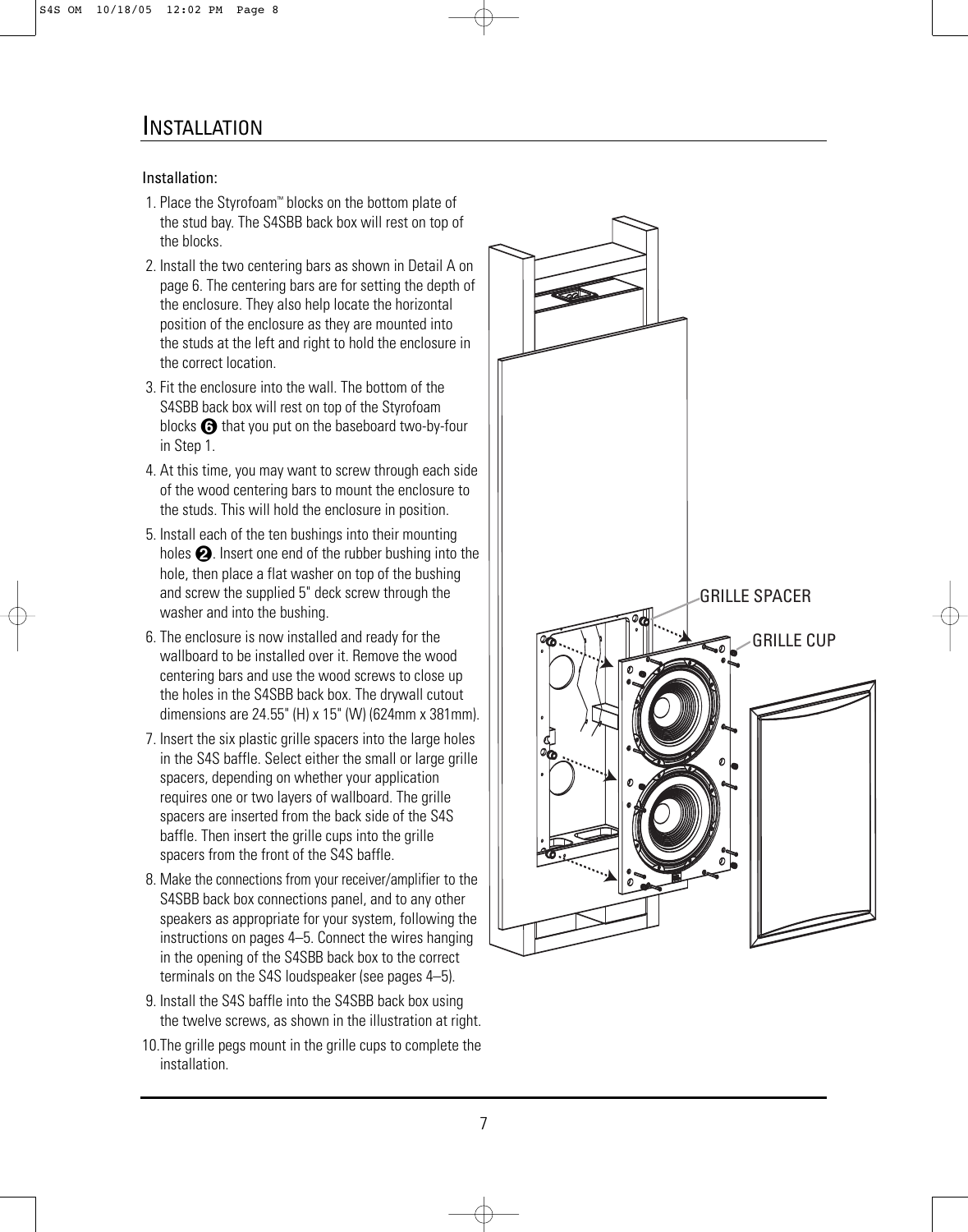# INSTALLATION

Installation:

1. Place the Styrofoam™ blocks on the bottom plate of the stud bay. The S4SBB back box will rest on top of the blocks.
2. Install the two centering bars as shown in Detail A on page 6. The centering bars are for setting the depth of the enclosure. They also help locate the horizontal position of the enclosure as they are mounted into the studs at the left and right to hold the enclosure in the correct location.
3. Fit the enclosure into the wall. The bottom of the S4SBB back box will rest on top of the Styrofoam blocks ❻ that you put on the baseboard two-by-four in Step 1.
4. At this time, you may want to screw through each side of the wood centering bars to mount the enclosure to the studs. This will hold the enclosure in position.
5. Install each of the ten bushings into their mounting holes ❷. Insert one end of the rubber bushing into the hole, then place a flat washer on top of the bushing and screw the supplied 5" deck screw through the washer and into the bushing.
6. The enclosure is now installed and ready for the wallboard to be installed over it. Remove the wood centering bars and use the wood screws to close up the holes in the S4SBB back box. The drywall cutout dimensions are 24.55" (H) x 15" (W) (624mm x 381mm).
7. Insert the six plastic grille spacers into the large holes in the S4S baffle. Select either the small or large grille spacers, depending on whether your application requires one or two layers of wallboard. The grille spacers are inserted from the back side of the S4S baffle. Then insert the grille cups into the grille spacers from the front of the S4S baffle.
8. Make the connections from your receiver/amplifier to the S4SBB back box connections panel, and to any other speakers as appropriate for your system, following the instructions on pages 4–5. Connect the wires hanging in the opening of the S4SBB back box to the correct terminals on the S4S loudspeaker (see pages 4–5).
9. Install the S4S baffle into the S4SBB back box using the twelve screws, as shown in the illustration at right.
10. The grille pegs mount in the grille cups to complete the installation.

GRILLE SPACER

GRILLE CUP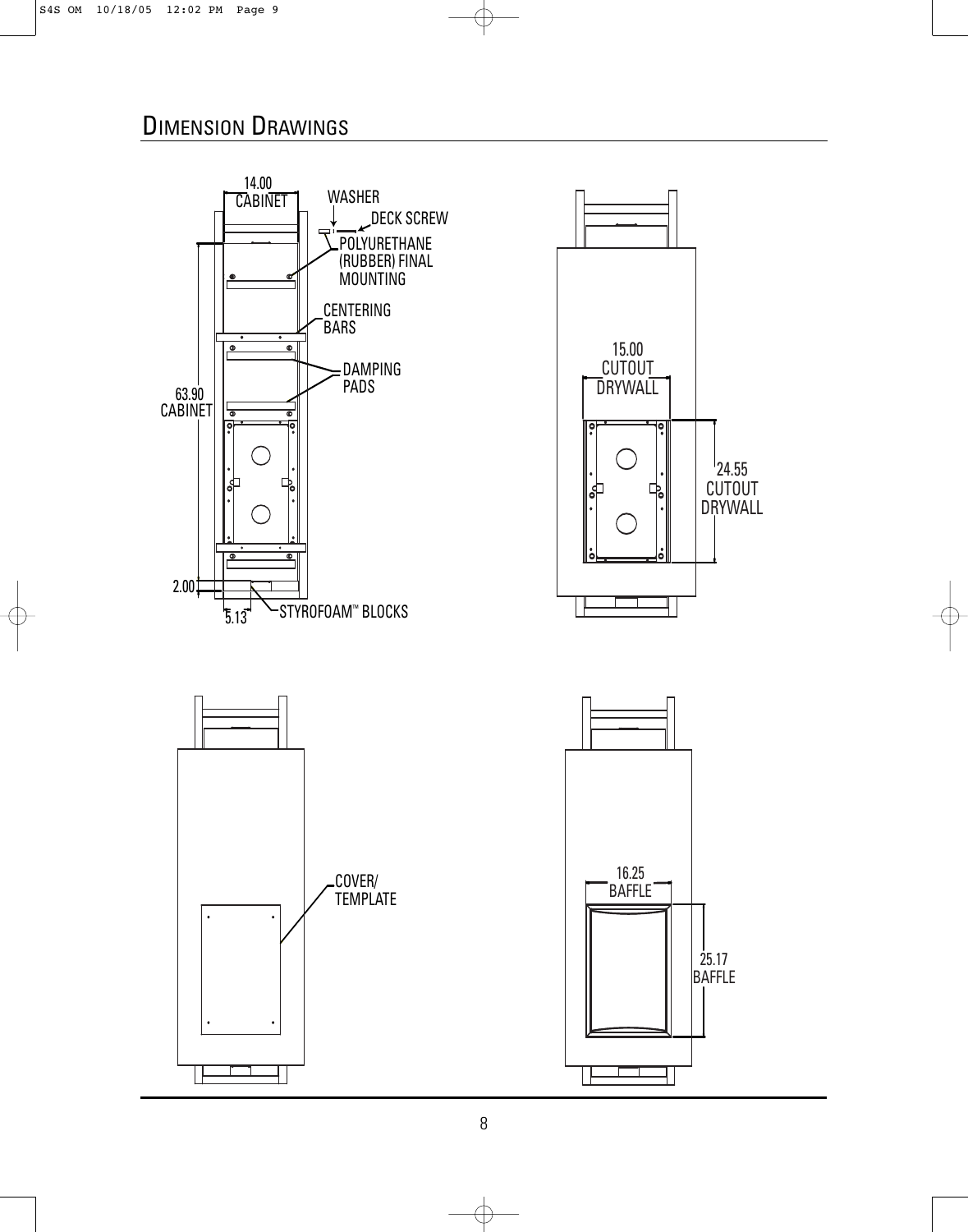## DIMENSION DRAWINGS

14.00 CABINET

WASHER

DECK SCREW

POLYURETHANE (RUBBER) FINAL MOUNTING

CENTERING BARS

DAMPING PADS

63.90 CABINET

2.00

5.13

STYROFOAM™ BLOCKS

15.00 CUTOUT DRYWALL

24.55 CUTOUT DRYWALL

COVER/ TEMPLATE

16.25 BAFFLE

25.17 BAFFLE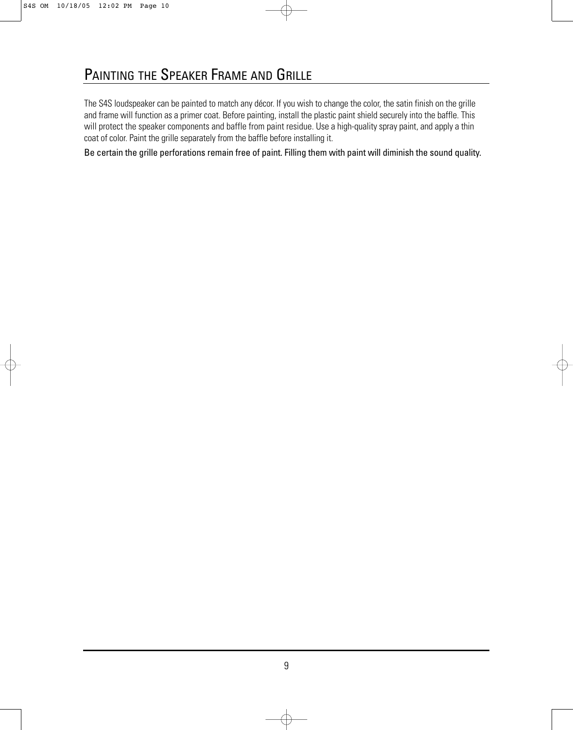## PAINTING THE SPEAKER FRAME AND GRILLE

The S4S loudspeaker can be painted to match any décor. If you wish to change the color, the satin finish on the grille and frame will function as a primer coat. Before painting, install the plastic paint shield securely into the baffle. This will protect the speaker components and baffle from paint residue. Use a high-quality spray paint, and apply a thin coat of color. Paint the grille separately from the baffle before installing it.

Be certain the grille perforations remain free of paint. Filling them with paint will diminish the sound quality.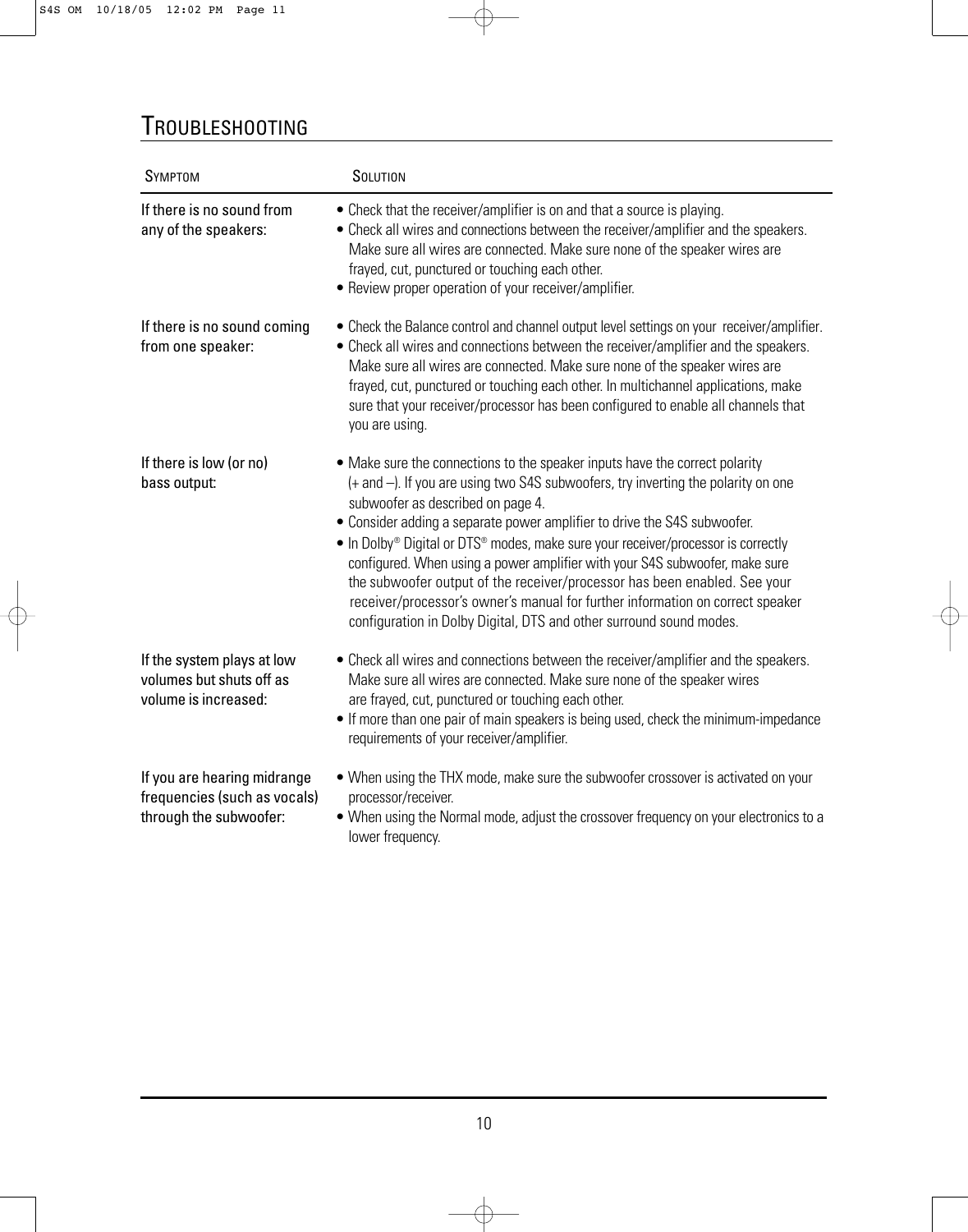# TROUBLESHOOTING

| SYMPTOM | SOLUTION |
|---|---|
| If there is no sound from any of the speakers: | • Check that the receiver/amplifier is on and that a source is playing.<br>• Check all wires and connections between the receiver/amplifier and the speakers. Make sure all wires are connected. Make sure none of the speaker wires are frayed, cut, punctured or touching each other.<br>• Review proper operation of your receiver/amplifier. |
| If there is no sound coming from one speaker: | • Check the Balance control and channel output level settings on your receiver/amplifier.<br>• Check all wires and connections between the receiver/amplifier and the speakers. Make sure all wires are connected. Make sure none of the speaker wires are frayed, cut, punctured or touching each other. In multichannel applications, make sure that your receiver/processor has been configured to enable all channels that you are using. |
| If there is low (or no) bass output: | • Make sure the connections to the speaker inputs have the correct polarity (+ and –). If you are using two S4S subwoofers, try inverting the polarity on one subwoofer as described on page 4.<br>• Consider adding a separate power amplifier to drive the S4S subwoofer.<br>• In Dolby® Digital or DTS® modes, make sure your receiver/processor is correctly configured. When using a power amplifier with your S4S subwoofer, make sure the subwoofer output of the receiver/processor has been enabled. See your receiver/processor's owner's manual for further information on correct speaker configuration in Dolby Digital, DTS and other surround sound modes. |
| If the system plays at low volumes but shuts off as volume is increased: | • Check all wires and connections between the receiver/amplifier and the speakers. Make sure all wires are connected. Make sure none of the speaker wires are frayed, cut, punctured or touching each other.<br>• If more than one pair of main speakers is being used, check the minimum-impedance requirements of your receiver/amplifier. |
| If you are hearing midrange frequencies (such as vocals) through the subwoofer: | • When using the THX mode, make sure the subwoofer crossover is activated on your processor/receiver.<br>• When using the Normal mode, adjust the crossover frequency on your electronics to a lower frequency. |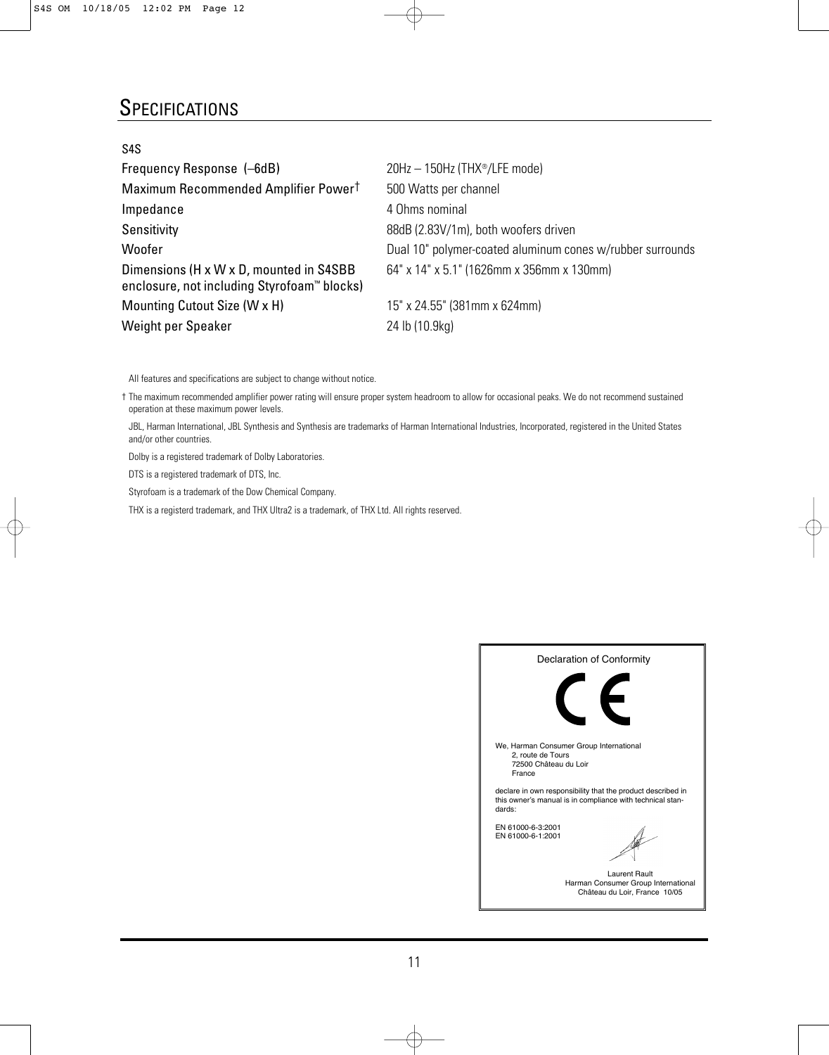# Specifications

S4S

| | |
|---|---|
| Frequency Response (–6dB) | 20Hz – 150Hz (THX®/LFE mode) |
| Maximum Recommended Amplifier Power† | 500 Watts per channel |
| Impedance | 4 Ohms nominal |
| Sensitivity | 88dB (2.83V/1m), both woofers driven |
| Woofer | Dual 10" polymer-coated aluminum cones w/rubber surrounds |
| Dimensions (H x W x D, mounted in S4SBB enclosure, not including Styrofoam™ blocks) | 64" x 14" x 5.1" (1626mm x 356mm x 130mm) |
| Mounting Cutout Size (W x H) | 15" x 24.55" (381mm x 624mm) |
| Weight per Speaker | 24 lb (10.9kg) |

All features and specifications are subject to change without notice.

† The maximum recommended amplifier power rating will ensure proper system headroom to allow for occasional peaks. We do not recommend sustained operation at these maximum power levels.

JBL, Harman International, JBL Synthesis and Synthesis are trademarks of Harman International Industries, Incorporated, registered in the United States and/or other countries.

Dolby is a registered trademark of Dolby Laboratories.

DTS is a registered trademark of DTS, Inc.

Styrofoam is a trademark of the Dow Chemical Company.

THX is a registerd trademark, and THX Ultra2 is a trademark, of THX Ltd. All rights reserved.

Declaration of Conformity

CE

We, Harman Consumer Group International
2, route de Tours
72500 Château du Loir
France

declare in own responsibility that the product described in this owner's manual is in compliance with technical standards:

EN 61000-6-3:2001
EN 61000-6-1:2001

Laurent Rault
Harman Consumer Group International
Château du Loir, France 10/05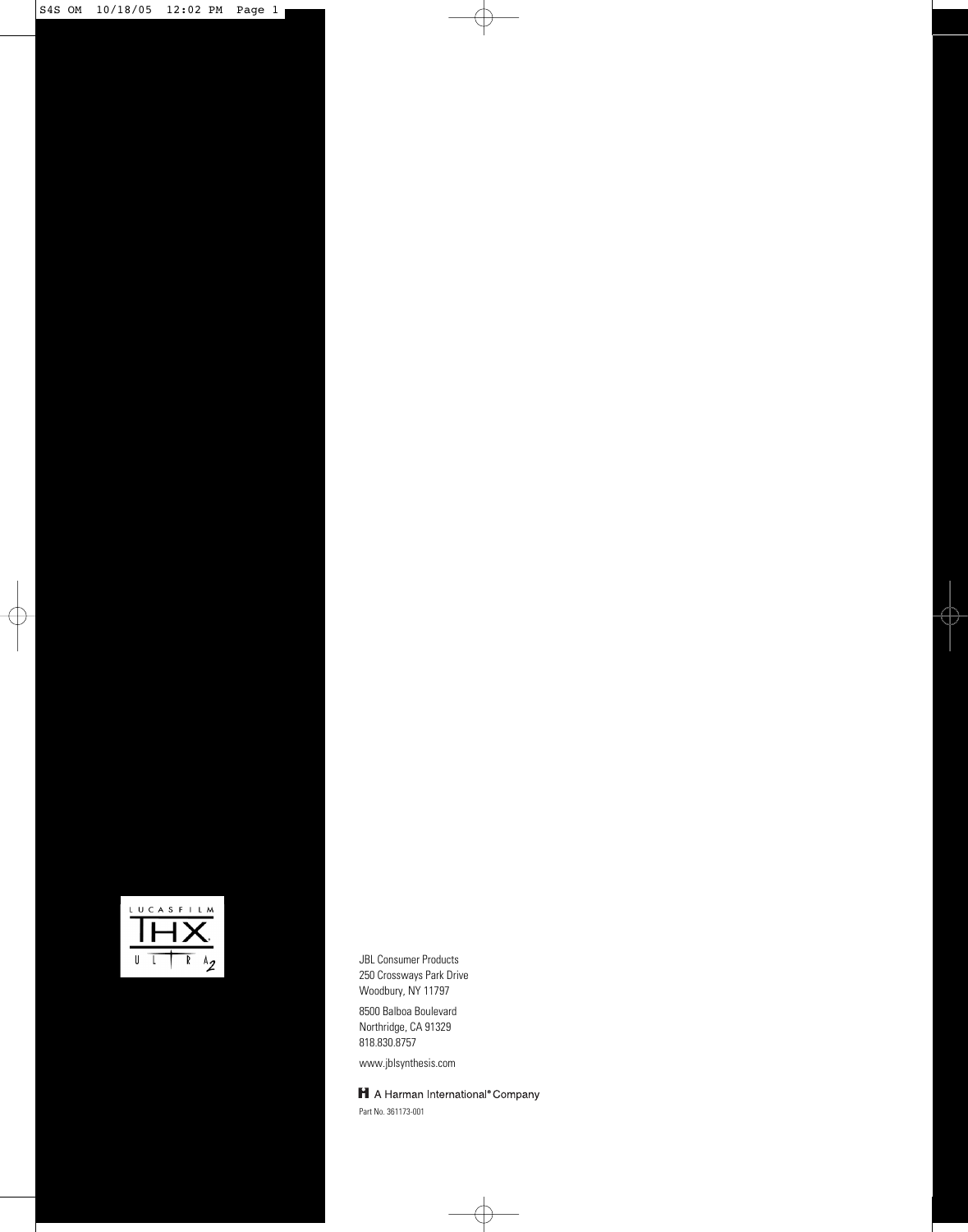LUCASFILM THX ULTRA2

JBL Consumer Products
250 Crossways Park Drive
Woodbury, NY 11797

8500 Balboa Boulevard
Northridge, CA 91329
818.830.8757

www.jblsynthesis.com

A Harman International® Company

Part No. 361173-001